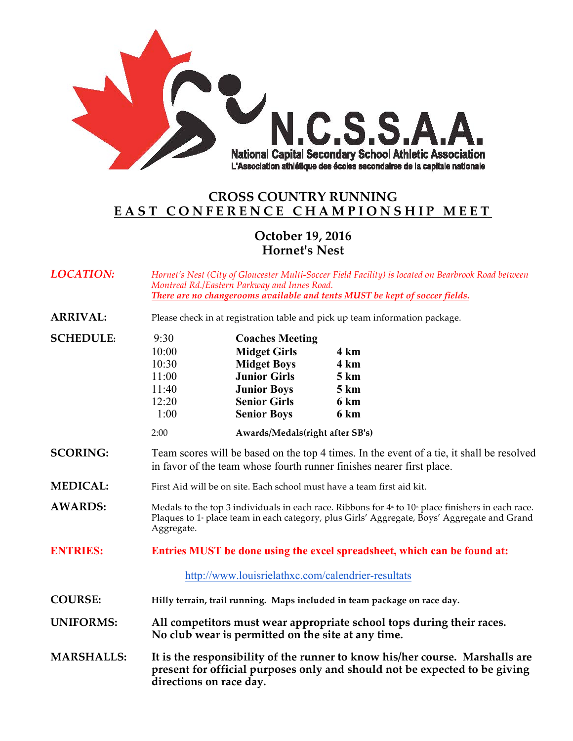**N.C.S.S.A.A.**

**National Capital Secondary School Athletic Association**

**L'Association athlétique des écoles secondaires de la capitale nationale**

# CROSS COUNTRY RUNNING
## EAST CONFERENCE CHAMPIONSHIP MEET

### October 19, 2016
### Hornet's Nest

***LOCATION:*** *Hornet's Nest (City of Gloucester Multi-Soccer Field Facility) is located on Bearbrook Road between Montreal Rd./Eastern Parkway and Innes Road.*
***There are no changerooms available and tents MUST be kept of soccer fields.***

**ARRIVAL:** Please check in at registration table and pick up team information package.

**SCHEDULE:**

| | | |
|---|---|---|
| 9:30 | **Coaches Meeting** | |
| 10:00 | **Midget Girls** | **4 km** |
| 10:30 | **Midget Boys** | **4 km** |
| 11:00 | **Junior Girls** | **5 km** |
| 11:40 | **Junior Boys** | **5 km** |
| 12:20 | **Senior Girls** | **6 km** |
| 1:00 | **Senior Boys** | **6 km** |
| 2:00 | **Awards/Medals(right after SB's)** | |

**SCORING:** Team scores will be based on the top 4 times. In the event of a tie, it shall be resolved in favor of the team whose fourth runner finishes nearer first place.

**MEDICAL:** First Aid will be on site. Each school must have a team first aid kit.

**AWARDS:** Medals to the top 3 individuals in each race. Ribbons for 4th to 10th place finishers in each race. Plaques to 1st place team in each category, plus Girls' Aggregate, Boys' Aggregate and Grand Aggregate.

**ENTRIES:** **Entries MUST be done using the excel spreadsheet, which can be found at:**

http://www.louisrielathxc.com/calendrier-resultats

**COURSE:** **Hilly terrain, trail running. Maps included in team package on race day.**

**UNIFORMS:** **All competitors must wear appropriate school tops during their races. No club wear is permitted on the site at any time.**

**MARSHALLS:** **It is the responsibility of the runner to know his/her course. Marshalls are present for official purposes only and should not be expected to be giving directions on race day.**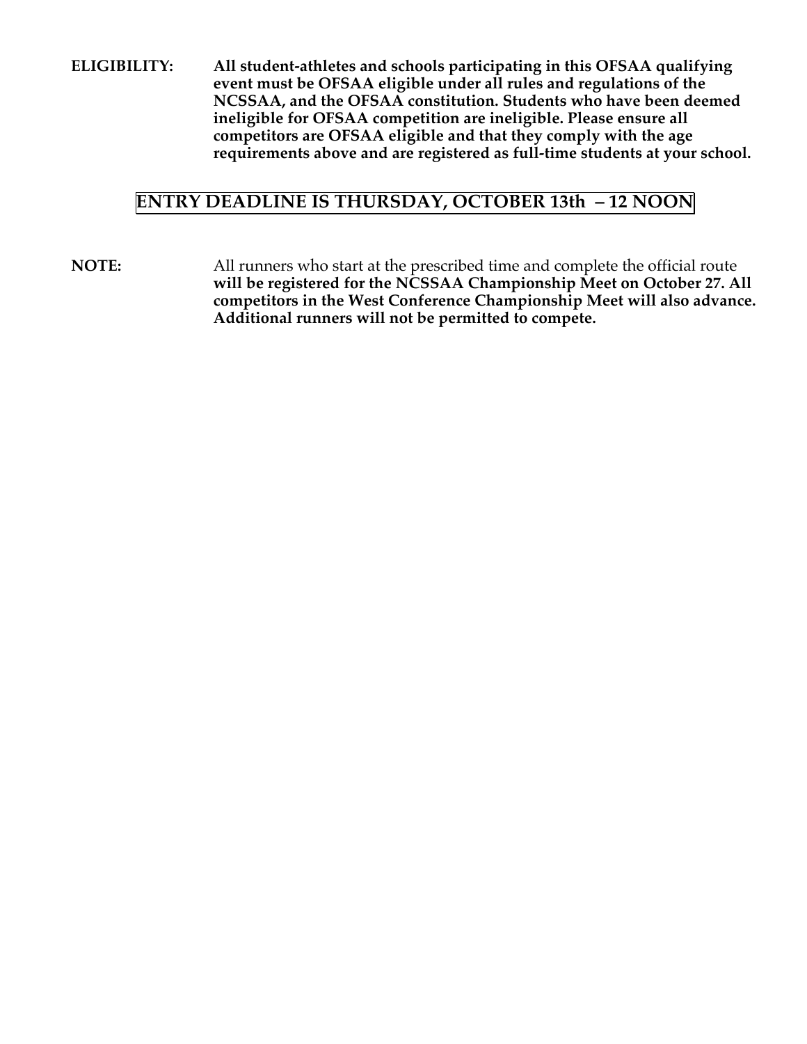**ELIGIBILITY:** **All student-athletes and schools participating in this OFSAA qualifying event must be OFSAA eligible under all rules and regulations of the NCSSAA, and the OFSAA constitution. Students who have been deemed ineligible for OFSAA competition are ineligible. Please ensure all competitors are OFSAA eligible and that they comply with the age requirements above and are registered as full-time students at your school.**

## ENTRY DEADLINE IS THURSDAY, OCTOBER 13th – 12 NOON

**NOTE:** All runners who start at the prescribed time and complete the official route **will be registered for the NCSSAA Championship Meet on October 27. All competitors in the West Conference Championship Meet will also advance. Additional runners will not be permitted to compete.**